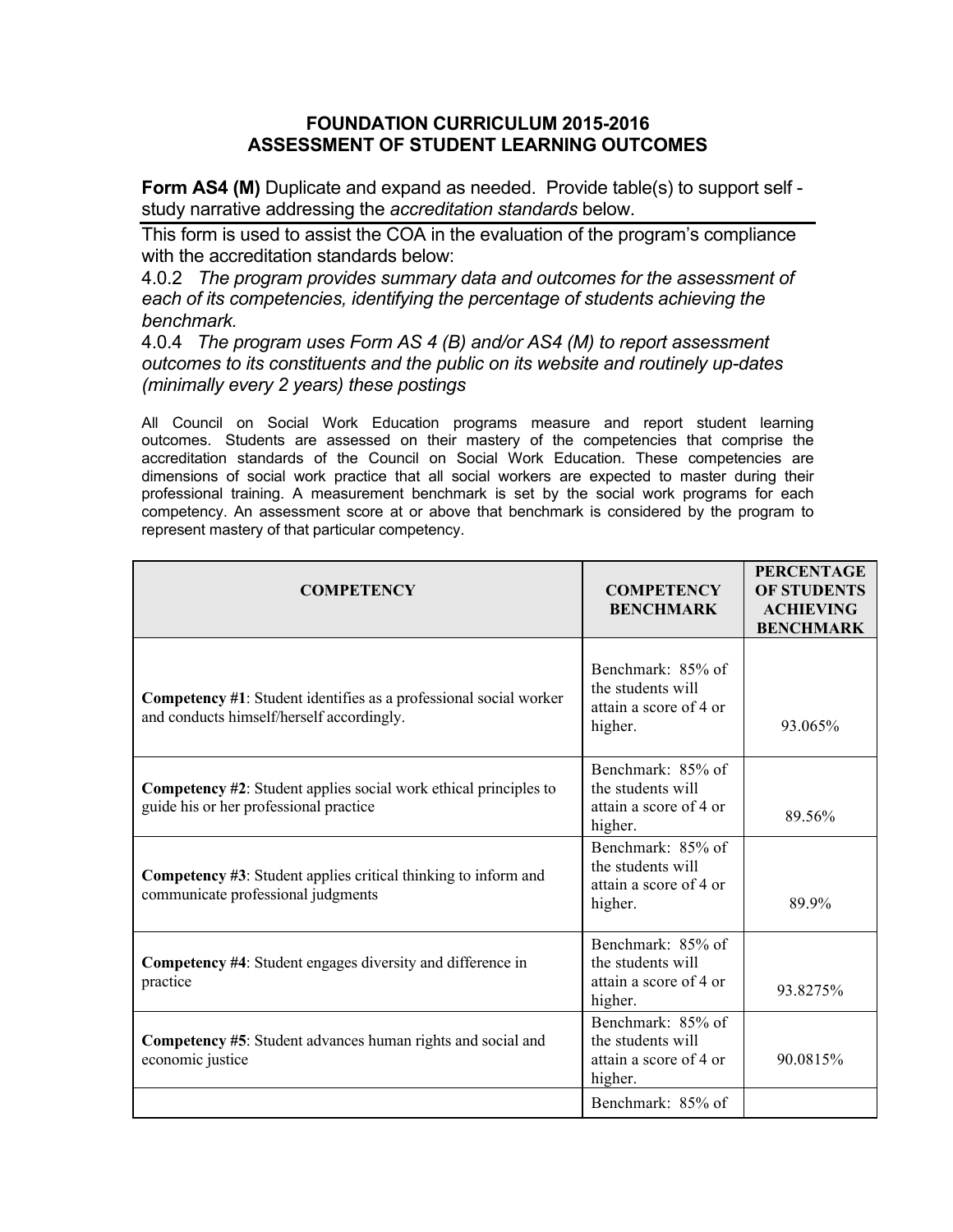## FOUNDATION CURRICULUM 2015-2016
## ASSESSMENT OF STUDENT LEARNING OUTCOMES

**Form AS4 (M)** Duplicate and expand as needed. Provide table(s) to support self - study narrative addressing the *accreditation standards* below.

This form is used to assist the COA in the evaluation of the program's compliance with the accreditation standards below:

4.0.2 *The program provides summary data and outcomes for the assessment of each of its competencies, identifying the percentage of students achieving the benchmark.*

4.0.4 *The program uses Form AS 4 (B) and/or AS4 (M) to report assessment outcomes to its constituents and the public on its website and routinely up-dates (minimally every 2 years) these postings*

All Council on Social Work Education programs measure and report student learning outcomes. Students are assessed on their mastery of the competencies that comprise the accreditation standards of the Council on Social Work Education. These competencies are dimensions of social work practice that all social workers are expected to master during their professional training. A measurement benchmark is set by the social work programs for each competency. An assessment score at or above that benchmark is considered by the program to represent mastery of that particular competency.

| COMPETENCY | COMPETENCY BENCHMARK | PERCENTAGE OF STUDENTS ACHIEVING BENCHMARK |
|---|---|---|
| **Competency #1**: Student identifies as a professional social worker and conducts himself/herself accordingly. | Benchmark: 85% of the students will attain a score of 4 or higher. | 93.065% |
| **Competency #2**: Student applies social work ethical principles to guide his or her professional practice | Benchmark: 85% of the students will attain a score of 4 or higher. | 89.56% |
| **Competency #3**: Student applies critical thinking to inform and communicate professional judgments | Benchmark: 85% of the students will attain a score of 4 or higher. | 89.9% |
| **Competency #4**: Student engages diversity and difference in practice | Benchmark: 85% of the students will attain a score of 4 or higher. | 93.8275% |
| **Competency #5**: Student advances human rights and social and economic justice | Benchmark: 85% of the students will attain a score of 4 or higher. | 90.0815% |
| | Benchmark: 85% of | |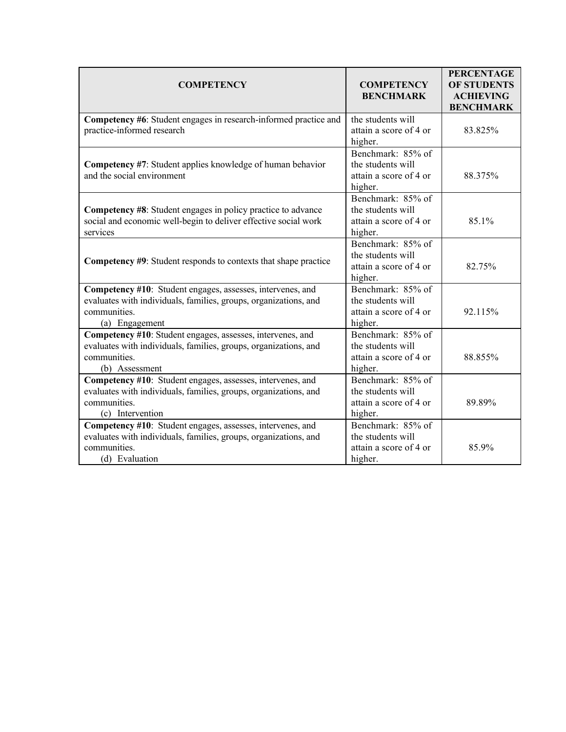| COMPETENCY | COMPETENCY BENCHMARK | PERCENTAGE OF STUDENTS ACHIEVING BENCHMARK |
| --- | --- | --- |
| **Competency #6**: Student engages in research-informed practice and practice-informed research | the students will attain a score of 4 or higher. | 83.825% |
| **Competency #7**: Student applies knowledge of human behavior and the social environment | Benchmark: 85% of the students will attain a score of 4 or higher. | 88.375% |
| **Competency #8**: Student engages in policy practice to advance social and economic well-begin to deliver effective social work services | Benchmark: 85% of the students will attain a score of 4 or higher. | 85.1% |
| **Competency #9**: Student responds to contexts that shape practice | Benchmark: 85% of the students will attain a score of 4 or higher. | 82.75% |
| **Competency #10**: Student engages, assesses, intervenes, and evaluates with individuals, families, groups, organizations, and communities. (a) Engagement | Benchmark: 85% of the students will attain a score of 4 or higher. | 92.115% |
| **Competency #10**: Student engages, assesses, intervenes, and evaluates with individuals, families, groups, organizations, and communities. (b) Assessment | Benchmark: 85% of the students will attain a score of 4 or higher. | 88.855% |
| **Competency #10**: Student engages, assesses, intervenes, and evaluates with individuals, families, groups, organizations, and communities. (c) Intervention | Benchmark: 85% of the students will attain a score of 4 or higher. | 89.89% |
| **Competency #10**: Student engages, assesses, intervenes, and evaluates with individuals, families, groups, organizations, and communities. (d) Evaluation | Benchmark: 85% of the students will attain a score of 4 or higher. | 85.9% |